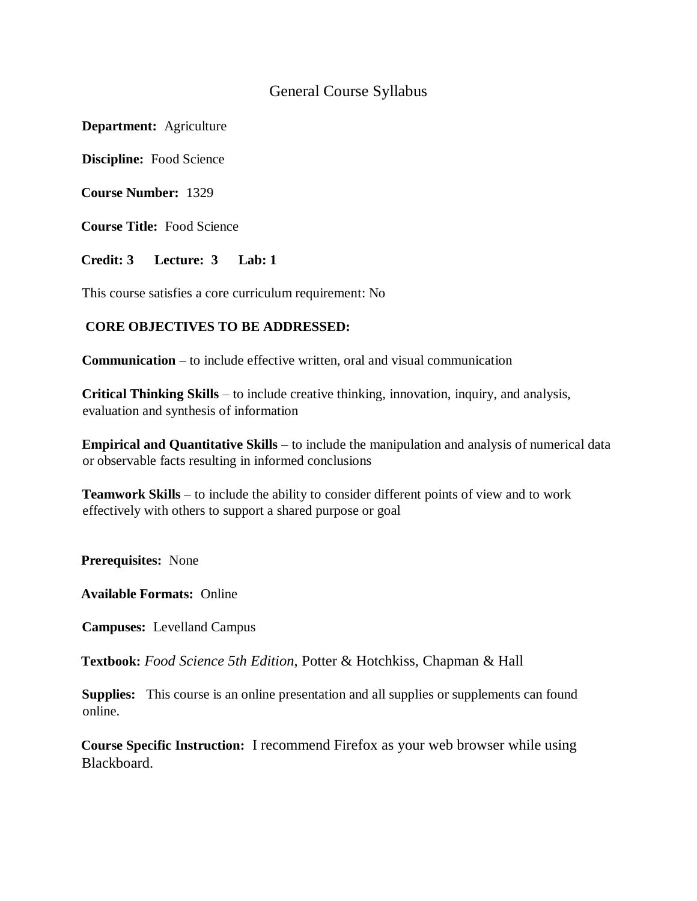# General Course Syllabus

**Department:** Agriculture

**Discipline:** Food Science

**Course Number:** 1329

**Course Title:** Food Science

**Credit: 3 Lecture: 3 Lab: 1**

This course satisfies a core curriculum requirement: No

## CORE OBJECTIVES TO BE ADDRESSED:

**Communication** – to include effective written, oral and visual communication

**Critical Thinking Skills** – to include creative thinking, innovation, inquiry, and analysis, evaluation and synthesis of information

**Empirical and Quantitative Skills** – to include the manipulation and analysis of numerical data or observable facts resulting in informed conclusions

**Teamwork Skills** – to include the ability to consider different points of view and to work effectively with others to support a shared purpose or goal

**Prerequisites:** None

**Available Formats:** Online

**Campuses:** Levelland Campus

**Textbook:** *Food Science 5th Edition*, Potter & Hotchkiss, Chapman & Hall

**Supplies:** This course is an online presentation and all supplies or supplements can found online.

**Course Specific Instruction:** I recommend Firefox as your web browser while using Blackboard.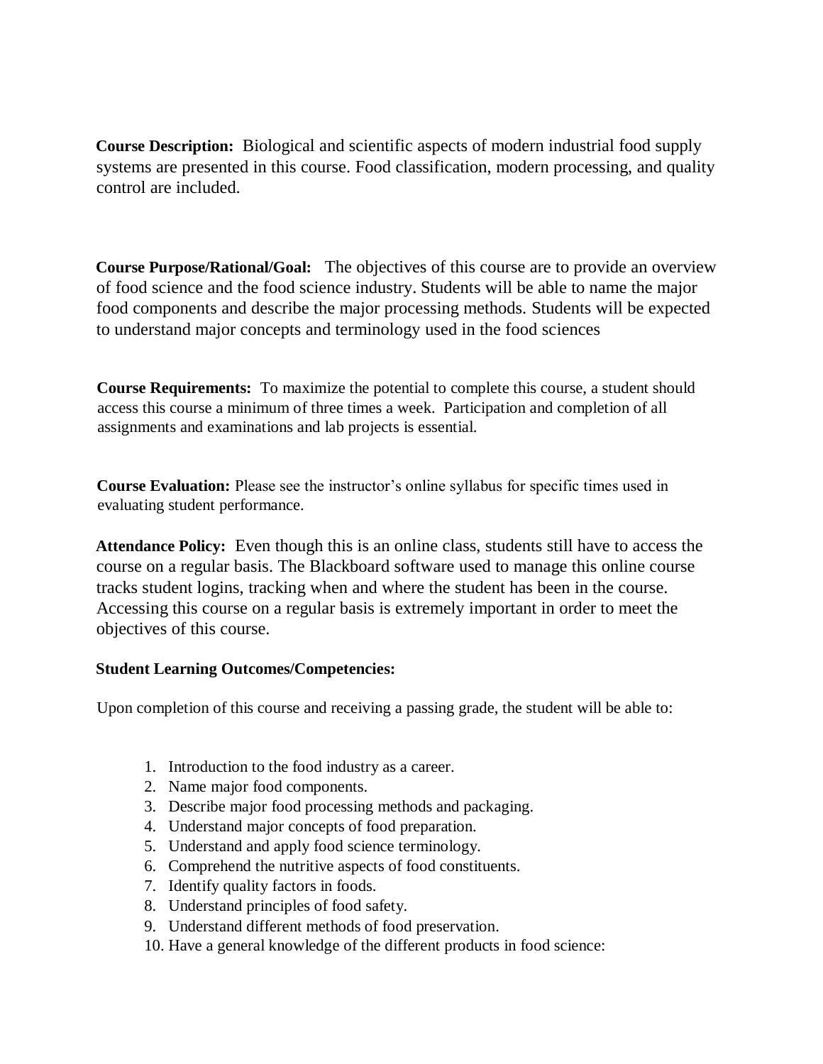**Course Description:** Biological and scientific aspects of modern industrial food supply systems are presented in this course. Food classification, modern processing, and quality control are included.

**Course Purpose/Rational/Goal:** The objectives of this course are to provide an overview of food science and the food science industry. Students will be able to name the major food components and describe the major processing methods. Students will be expected to understand major concepts and terminology used in the food sciences

**Course Requirements:** To maximize the potential to complete this course, a student should access this course a minimum of three times a week. Participation and completion of all assignments and examinations and lab projects is essential.

**Course Evaluation:** Please see the instructor's online syllabus for specific times used in evaluating student performance.

**Attendance Policy:** Even though this is an online class, students still have to access the course on a regular basis. The Blackboard software used to manage this online course tracks student logins, tracking when and where the student has been in the course. Accessing this course on a regular basis is extremely important in order to meet the objectives of this course.

**Student Learning Outcomes/Competencies:**

Upon completion of this course and receiving a passing grade, the student will be able to:

1. Introduction to the food industry as a career.
2. Name major food components.
3. Describe major food processing methods and packaging.
4. Understand major concepts of food preparation.
5. Understand and apply food science terminology.
6. Comprehend the nutritive aspects of food constituents.
7. Identify quality factors in foods.
8. Understand principles of food safety.
9. Understand different methods of food preservation.
10. Have a general knowledge of the different products in food science: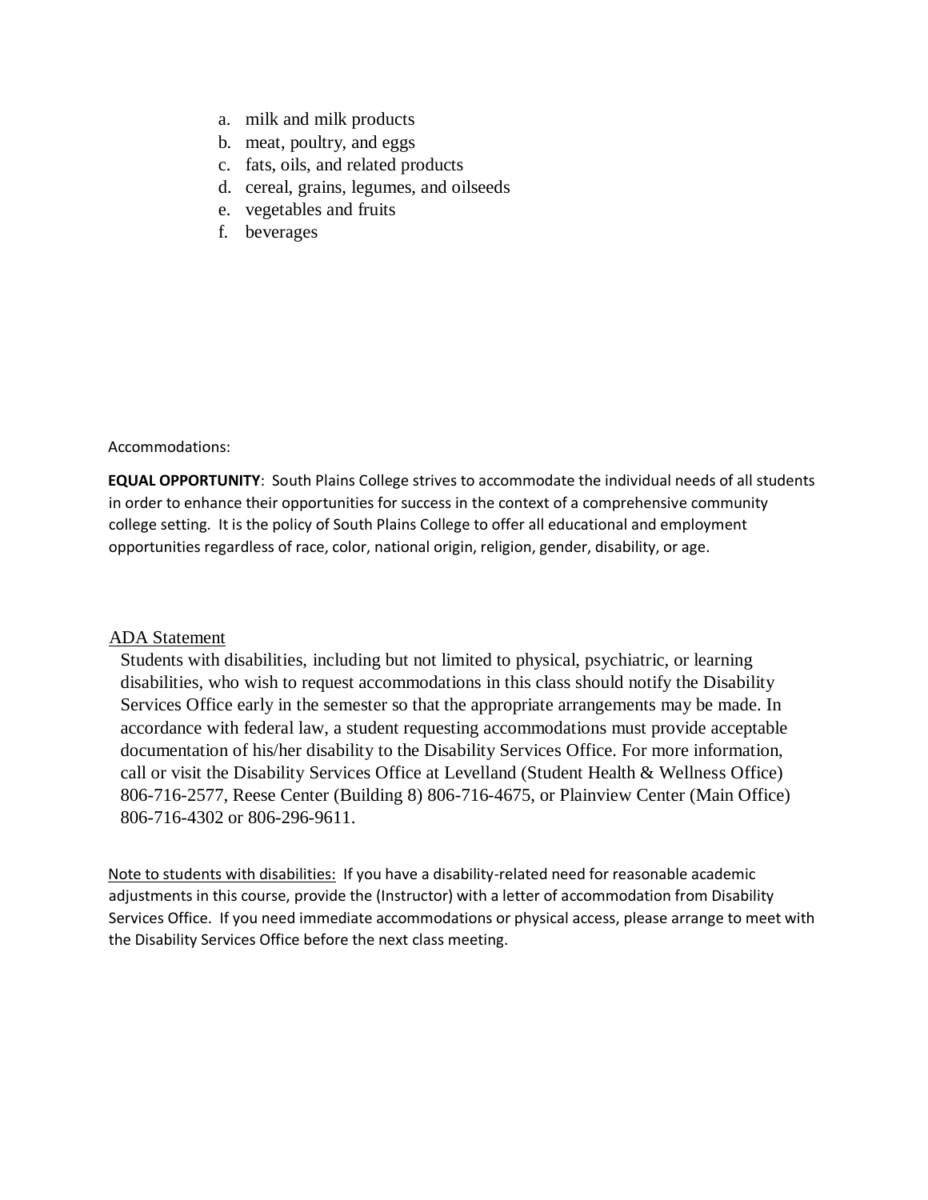a. milk and milk products
b. meat, poultry, and eggs
c. fats, oils, and related products
d. cereal, grains, legumes, and oilseeds
e. vegetables and fruits
f. beverages

Accommodations:

**EQUAL OPPORTUNITY**: South Plains College strives to accommodate the individual needs of all students in order to enhance their opportunities for success in the context of a comprehensive community college setting. It is the policy of South Plains College to offer all educational and employment opportunities regardless of race, color, national origin, religion, gender, disability, or age.

<u>ADA Statement</u>

Students with disabilities, including but not limited to physical, psychiatric, or learning disabilities, who wish to request accommodations in this class should notify the Disability Services Office early in the semester so that the appropriate arrangements may be made. In accordance with federal law, a student requesting accommodations must provide acceptable documentation of his/her disability to the Disability Services Office. For more information, call or visit the Disability Services Office at Levelland (Student Health & Wellness Office) 806-716-2577, Reese Center (Building 8) 806-716-4675, or Plainview Center (Main Office) 806-716-4302 or 806-296-9611.

<u>Note to students with disabilities:</u> If you have a disability-related need for reasonable academic adjustments in this course, provide the (Instructor) with a letter of accommodation from Disability Services Office. If you need immediate accommodations or physical access, please arrange to meet with the Disability Services Office before the next class meeting.